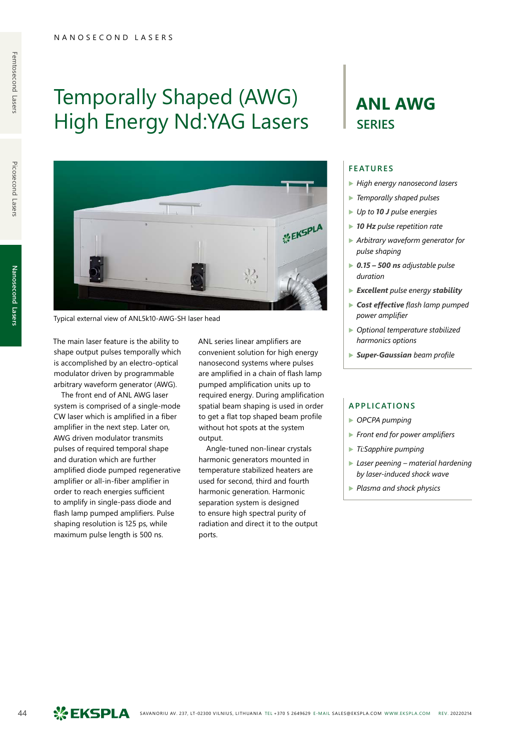# Temporally Shaped (AWG) High Energy Nd:YAG Lasers

## ANL AWG SERIES

Typical external view of ANL5k10-AWG-SH laser head

The main laser feature is the ability to shape output pulses temporally which is accomplished by an electro-optical modulator driven by programmable arbitrary waveform generator (AWG).

The front end of ANL AWG laser system is comprised of a single-mode CW laser which is amplified in a fiber amplifier in the next step. Later on, AWG driven modulator transmits pulses of required temporal shape and duration which are further amplified diode pumped regenerative amplifier or all-in-fiber amplifier in order to reach energies sufficient to amplify in single-pass diode and flash lamp pumped amplifiers. Pulse shaping resolution is 125 ps, while maximum pulse length is 500 ns.

ANL series linear amplifiers are convenient solution for high energy nanosecond systems where pulses are amplified in a chain of flash lamp pumped amplification units up to required energy. During amplification spatial beam shaping is used in order to get a flat top shaped beam profile without hot spots at the system output.

Angle-tuned non-linear crystals harmonic generators mounted in temperature stabilized heaters are used for second, third and fourth harmonic generation. Harmonic separation system is designed to ensure high spectral purity of radiation and direct it to the output ports.

### FEATURES

- *High energy nanosecond lasers*
- *Temporally shaped pulses*
- *Up to **10 J** pulse energies*
- ***10 Hz** pulse repetition rate*
- *Arbitrary waveform generator for pulse shaping*
- ***0.15 – 500 ns** adjustable pulse duration*
- ***Excellent** pulse energy **stability***
- ***Cost effective** flash lamp pumped power amplifier*
- *Optional temperature stabilized harmonics options*
- ***Super-Gaussian** beam profile*

### APPLICATIONS

- *OPCPA pumping*
- *Front end for power amplifiers*
- *Ti:Sapphire pumping*
- *Laser peening – material hardening by laser-induced shock wave*
- *Plasma and shock physics*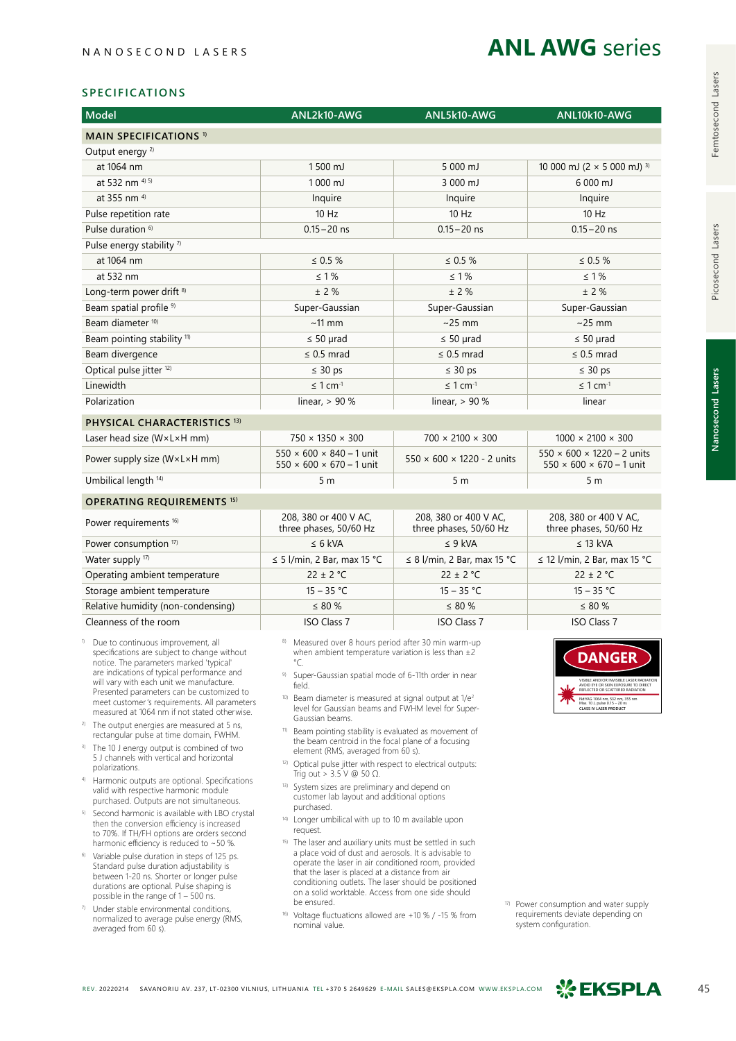NANOSECOND LASERS

# ANL AWG series

## SPECIFICATIONS

| Model | ANL2k10-AWG | ANL5k10-AWG | ANL10k10-AWG |
|---|---|---|---|
| **MAIN SPECIFICATIONS** [1] | | | |
| Output energy [2] | | | |
| at 1064 nm | 1 500 mJ | 5 000 mJ | 10 000 mJ (2 × 5 000 mJ) [3] |
| at 532 nm [4] [5] | 1 000 mJ | 3 000 mJ | 6 000 mJ |
| at 355 nm [4] | Inquire | Inquire | Inquire |
| Pulse repetition rate | 10 Hz | 10 Hz | 10 Hz |
| Pulse duration [6] | 0.15 – 20 ns | 0.15 – 20 ns | 0.15 – 20 ns |
| Pulse energy stability [7] | | | |
| at 1064 nm | ≤ 0.5 % | ≤ 0.5 % | ≤ 0.5 % |
| at 532 nm | ≤ 1 % | ≤ 1 % | ≤ 1 % |
| Long-term power drift [8] | ± 2 % | ± 2 % | ± 2 % |
| Beam spatial profile [9] | Super-Gaussian | Super-Gaussian | Super-Gaussian |
| Beam diameter [10] | ~11 mm | ~25 mm | ~25 mm |
| Beam pointing stability [11] | ≤ 50 µrad | ≤ 50 µrad | ≤ 50 µrad |
| Beam divergence | ≤ 0.5 mrad | ≤ 0.5 mrad | ≤ 0.5 mrad |
| Optical pulse jitter [12] | ≤ 30 ps | ≤ 30 ps | ≤ 30 ps |
| Linewidth | ≤ 1 $cm^{-1}$ | ≤ 1 $cm^{-1}$ | ≤ 1 $cm^{-1}$ |
| Polarization | linear, > 90 % | linear, > 90 % | linear |
| **PHYSICAL CHARACTERISTICS** [13] | | | |
| Laser head size (W×L×H mm) | 750 × 1350 × 300 | 700 × 2100 × 300 | 1000 × 2100 × 300 |
| Power supply size (W×L×H mm) | 550 × 600 × 840 – 1 unit<br>550 × 600 × 670 – 1 unit | 550 × 600 × 1220 - 2 units | 550 × 600 × 1220 – 2 units<br>550 × 600 × 670 – 1 unit |
| Umbilical length [14] | 5 m | 5 m | 5 m |
| **OPERATING REQUIREMENTS** [15] | | | |
| Power requirements [16] | 208, 380 or 400 V AC, three phases, 50/60 Hz | 208, 380 or 400 V AC, three phases, 50/60 Hz | 208, 380 or 400 V AC, three phases, 50/60 Hz |
| Power consumption [17] | ≤ 6 kVA | ≤ 9 kVA | ≤ 13 kVA |
| Water supply [17] | ≤ 5 l/min, 2 Bar, max 15 °C | ≤ 8 l/min, 2 Bar, max 15 °C | ≤ 12 l/min, 2 Bar, max 15 °C |
| Operating ambient temperature | 22 ± 2 °C | 22 ± 2 °C | 22 ± 2 °C |
| Storage ambient temperature | 15 – 35 °C | 15 – 35 °C | 15 – 35 °C |
| Relative humidity (non-condensing) | ≤ 80 % | ≤ 80 % | ≤ 80 % |
| Cleanness of the room | ISO Class 7 | ISO Class 7 | ISO Class 7 |

1) Due to continuous improvement, all specifications are subject to change without notice. The parameters marked 'typical' are indications of typical performance and will vary with each unit we manufacture. Presented parameters can be customized to meet customer's requirements. All parameters measured at 1064 nm if not stated otherwise.

2) The output energies are measured at 5 ns, rectangular pulse at time domain, FWHM.

3) The 10 J energy output is combined of two 5 J channels with vertical and horizontal polarizations.

4) Harmonic outputs are optional. Specifications valid with respective harmonic module purchased. Outputs are not simultaneous.

5) Second harmonic is available with LBO crystal then the conversion efficiency is increased to 70%. If TH/FH options are orders second harmonic efficiency is reduced to ~50 %.

6) Variable pulse duration in steps of 125 ps. Standard pulse duration adjustability is between 1-20 ns. Shorter or longer pulse durations are optional. Pulse shaping is possible in the range of 1 – 500 ns.

7) Under stable environmental conditions, normalized to average pulse energy (RMS, averaged from 60 s).

8) Measured over 8 hours period after 30 min warm-up when ambient temperature variation is less than ±2 °C.

9) Super-Gaussian spatial mode of 6-11th order in near field.

10) Beam diameter is measured at signal output at $1/e^2$ level for Gaussian beams and FWHM level for Super-Gaussian beams.

11) Beam pointing stability is evaluated as movement of the beam centroid in the focal plane of a focusing element (RMS, averaged from 60 s).

12) Optical pulse jitter with respect to electrical outputs: Trig out > 3.5 V @ 50 Ω.

13) System sizes are preliminary and depend on customer lab layout and additional options purchased.

14) Longer umbilical with up to 10 m available upon request.

15) The laser and auxiliary units must be settled in such a place void of dust and aerosols. It is advisable to operate the laser in air conditioned room, provided that the laser is placed at a distance from air conditioning outlets. The laser should be positioned on a solid worktable. Access from one side should be ensured.

16) Voltage fluctuations allowed are +10 % / -15 % from nominal value.

17) Power consumption and water supply requirements deviate depending on system configuration.

DANGER

VISIBLE AND/OR INVISIBLE LASER RADIATION
AVOID EYE OR SKIN EXPOSURE TO DIRECT REFLECTED OR SCATTERED RADIATION

Nd:YAG 1064 nm, 532 nm, 355 nm
Max. 10 J, pulse 0.15 – 20 ns
CLASS IV LASER PRODUCT

REV. 20220214 SAVANORIU AV. 237, LT-02300 VILNIUS, LITHUANIA TEL +370 5 2649629 E-MAIL SALES@EKSPLA.COM WWW.EKSPLA.COM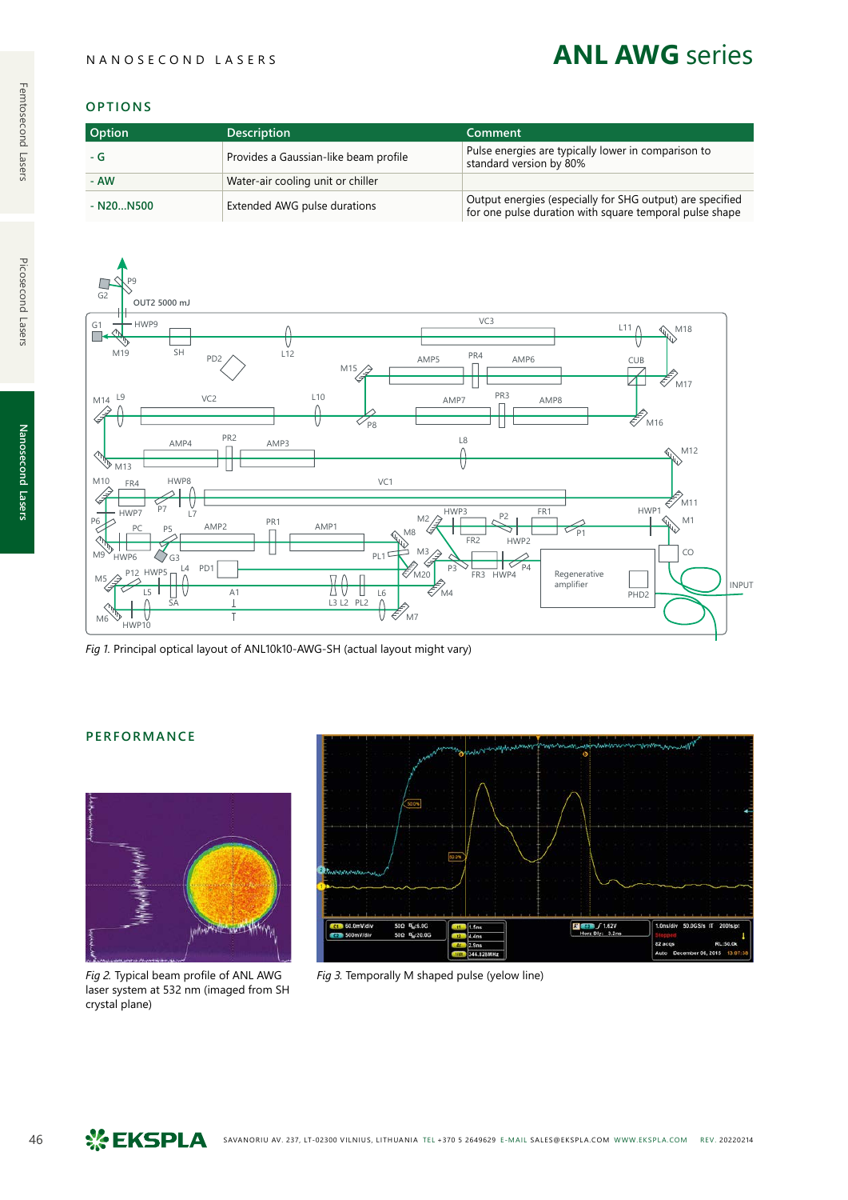## OPTIONS

| Option | Description | Comment |
|---|---|---|
| - G | Provides a Gaussian-like beam profile | Pulse energies are typically lower in comparison to standard version by 80% |
| - AW | Water-air cooling unit or chiller | |
| - N20...N500 | Extended AWG pulse durations | Output energies (especially for SHG output) are specified for one pulse duration with square temporal pulse shape |

*Fig 1.* Principal optical layout of ANL10k10-AWG-SH (actual layout might vary)

## PERFORMANCE

*Fig 2.* Typical beam profile of ANL AWG laser system at 532 nm (imaged from SH crystal plane)

*Fig 3.* Temporally M shaped pulse (yelow line)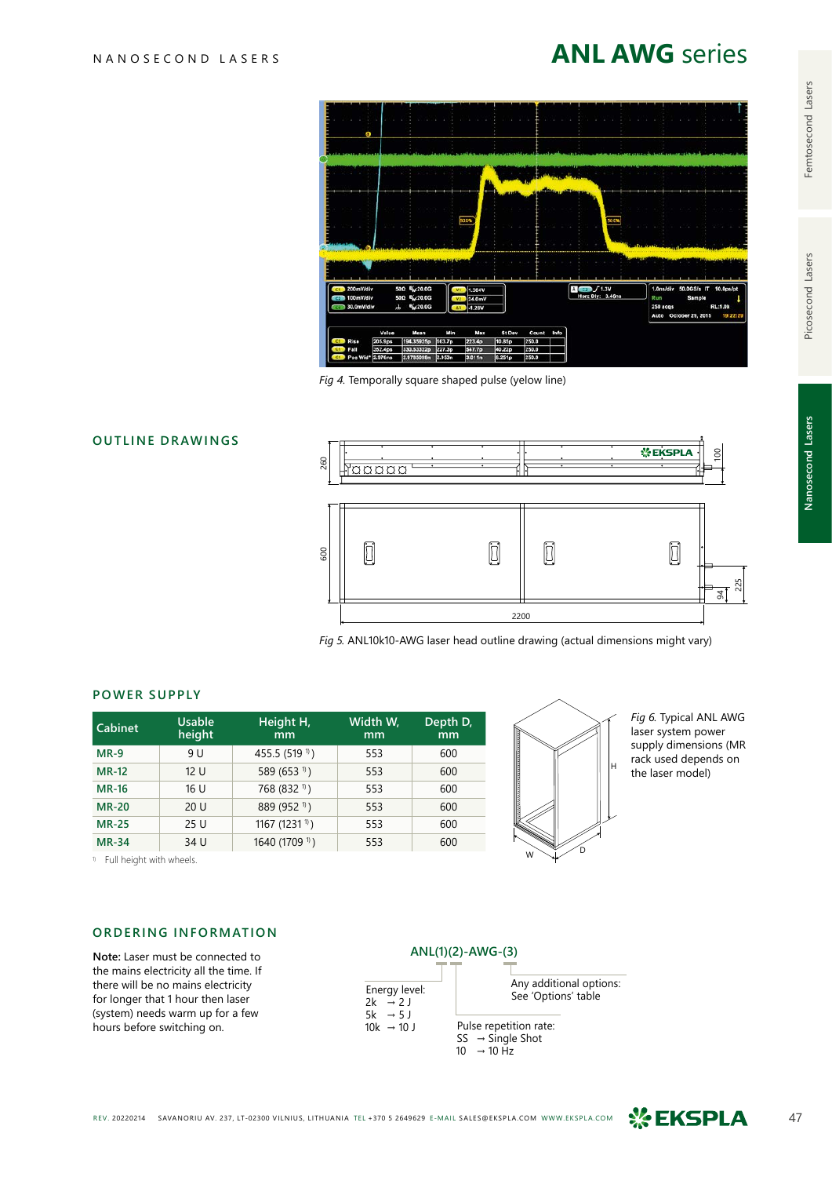Fig 4. Temporally square shaped pulse (yelow line)

## OUTLINE DRAWINGS

Fig 5. ANL10k10-AWG laser head outline drawing (actual dimensions might vary)

## POWER SUPPLY

| Cabinet | Usable height | Height H, mm | Width W, mm | Depth D, mm |
|---|---|---|---|---|
| MR-9 | 9 U | 455.5 (519 [1]) | 553 | 600 |
| MR-12 | 12 U | 589 (653 [1]) | 553 | 600 |
| MR-16 | 16 U | 768 (832 [1]) | 553 | 600 |
| MR-20 | 20 U | 889 (952 [1]) | 553 | 600 |
| MR-25 | 25 U | 1167 (1231 [1]) | 553 | 600 |
| MR-34 | 34 U | 1640 (1709 [1]) | 553 | 600 |

[1] Full height with wheels.

Fig 6. Typical ANL AWG laser system power supply dimensions (MR rack used depends on the laser model)

## ORDERING INFORMATION

**Note:** Laser must be connected to the mains electricity all the time. If there will be no mains electricity for longer that 1 hour then laser (system) needs warm up for a few hours before switching on.

ANL(1)(2)-AWG-(3)

Energy level:
2k → 2 J
5k → 5 J
10k → 10 J

Pulse repetition rate:
SS → Single Shot
10 → 10 Hz

Any additional options:
See 'Options' table